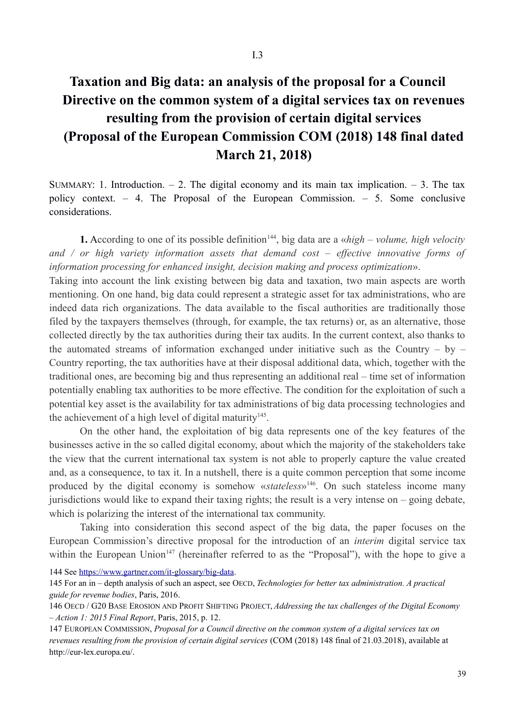I.3

# Taxation and Big data: an analysis of the proposal for a Council Directive on the common system of a digital services tax on revenues resulting from the provision of certain digital services (Proposal of the European Commission COM (2018) 148 final dated March 21, 2018)

SUMMARY: 1. Introduction. – 2. The digital economy and its main tax implication. – 3. The tax policy context. – 4. The Proposal of the European Commission. – 5. Some conclusive considerations.

**1.** According to one of its possible definition[144], big data are a «*high – volume, high velocity and / or high variety information assets that demand cost – effective innovative forms of information processing for enhanced insight, decision making and process optimization*».

Taking into account the link existing between big data and taxation, two main aspects are worth mentioning. On one hand, big data could represent a strategic asset for tax administrations, who are indeed data rich organizations. The data available to the fiscal authorities are traditionally those filed by the taxpayers themselves (through, for example, the tax returns) or, as an alternative, those collected directly by the tax authorities during their tax audits. In the current context, also thanks to the automated streams of information exchanged under initiative such as the Country – by – Country reporting, the tax authorities have at their disposal additional data, which, together with the traditional ones, are becoming big and thus representing an additional real – time set of information potentially enabling tax authorities to be more effective. The condition for the exploitation of such a potential key asset is the availability for tax administrations of big data processing technologies and the achievement of a high level of digital maturity[145].

On the other hand, the exploitation of big data represents one of the key features of the businesses active in the so called digital economy, about which the majority of the stakeholders take the view that the current international tax system is not able to properly capture the value created and, as a consequence, to tax it. In a nutshell, there is a quite common perception that some income produced by the digital economy is somehow «*stateless*»[146]. On such stateless income many jurisdictions would like to expand their taxing rights; the result is a very intense on – going debate, which is polarizing the interest of the international tax community.

Taking into consideration this second aspect of the big data, the paper focuses on the European Commission's directive proposal for the introduction of an *interim* digital service tax within the European Union[147] (hereinafter referred to as the "Proposal"), with the hope to give a

144 See https://www.gartner.com/it-glossary/big-data.

145 For an in – depth analysis of such an aspect, see OECD, *Technologies for better tax administration. A practical guide for revenue bodies*, Paris, 2016.

146 OECD / G20 BASE EROSION AND PROFIT SHIFTING PROJECT, *Addressing the tax challenges of the Digital Economy – Action 1: 2015 Final Report*, Paris, 2015, p. 12.

147 EUROPEAN COMMISSION, *Proposal for a Council directive on the common system of a digital services tax on revenues resulting from the provision of certain digital services* (COM (2018) 148 final of 21.03.2018), available at http://eur-lex.europa.eu/.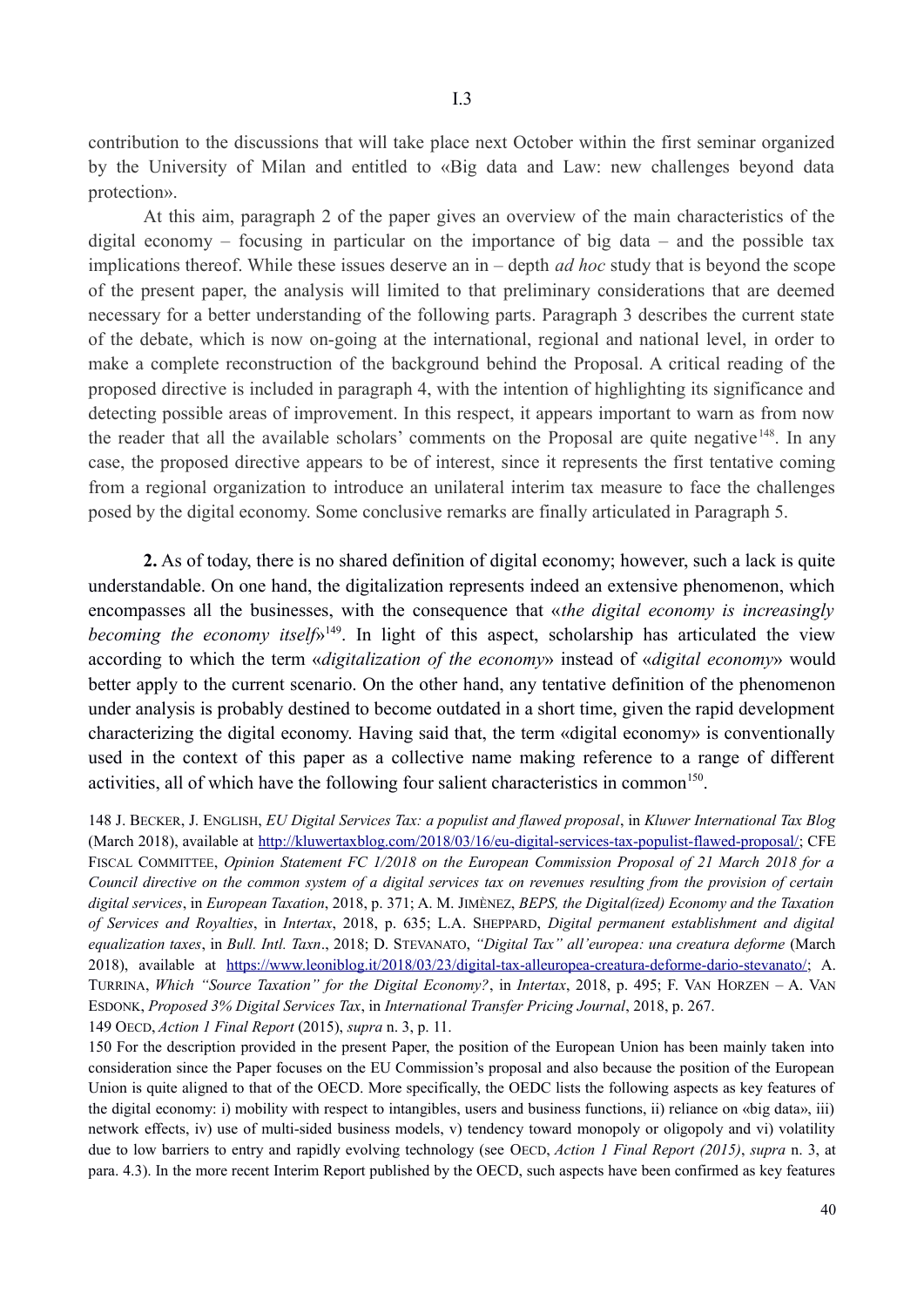contribution to the discussions that will take place next October within the first seminar organized by the University of Milan and entitled to «Big data and Law: new challenges beyond data protection».

At this aim, paragraph 2 of the paper gives an overview of the main characteristics of the digital economy – focusing in particular on the importance of big data – and the possible tax implications thereof. While these issues deserve an in – depth *ad hoc* study that is beyond the scope of the present paper, the analysis will limited to that preliminary considerations that are deemed necessary for a better understanding of the following parts. Paragraph 3 describes the current state of the debate, which is now on-going at the international, regional and national level, in order to make a complete reconstruction of the background behind the Proposal. A critical reading of the proposed directive is included in paragraph 4, with the intention of highlighting its significance and detecting possible areas of improvement. In this respect, it appears important to warn as from now the reader that all the available scholars' comments on the Proposal are quite negative[148]. In any case, the proposed directive appears to be of interest, since it represents the first tentative coming from a regional organization to introduce an unilateral interim tax measure to face the challenges posed by the digital economy. Some conclusive remarks are finally articulated in Paragraph 5.

**2.** As of today, there is no shared definition of digital economy; however, such a lack is quite understandable. On one hand, the digitalization represents indeed an extensive phenomenon, which encompasses all the businesses, with the consequence that «*the digital economy is increasingly becoming the economy itself*»[149]. In light of this aspect, scholarship has articulated the view according to which the term «*digitalization of the economy*» instead of «*digital economy*» would better apply to the current scenario. On the other hand, any tentative definition of the phenomenon under analysis is probably destined to become outdated in a short time, given the rapid development characterizing the digital economy. Having said that, the term «digital economy» is conventionally used in the context of this paper as a collective name making reference to a range of different activities, all of which have the following four salient characteristics in common[150].

148 J. Becker, J. English, *EU Digital Services Tax: a populist and flawed proposal*, in *Kluwer International Tax Blog* (March 2018), available at http://kluwertaxblog.com/2018/03/16/eu-digital-services-tax-populist-flawed-proposal/; CFE Fiscal Committee, *Opinion Statement FC 1/2018 on the European Commission Proposal of 21 March 2018 for a Council directive on the common system of a digital services tax on revenues resulting from the provision of certain digital services*, in *European Taxation*, 2018, p. 371; A. M. Jimènez, *BEPS, the Digital(ized) Economy and the Taxation of Services and Royalties*, in *Intertax*, 2018, p. 635; L.A. Sheppard, *Digital permanent establishment and digital equalization taxes*, in *Bull. Intl. Taxn*., 2018; D. Stevanato, *"Digital Tax" all'europea: una creatura deforme* (March 2018), available at https://www.leoniblog.it/2018/03/23/digital-tax-alleuropea-creatura-deforme-dario-stevanato/; A. Turrina, *Which "Source Taxation" for the Digital Economy?*, in *Intertax*, 2018, p. 495; F. Van Horzen – A. Van Esdonk, *Proposed 3% Digital Services Tax*, in *International Transfer Pricing Journal*, 2018, p. 267.

149 Oecd, *Action 1 Final Report* (2015), *supra* n. 3, p. 11.

150 For the description provided in the present Paper, the position of the European Union has been mainly taken into consideration since the Paper focuses on the EU Commission's proposal and also because the position of the European Union is quite aligned to that of the OECD. More specifically, the OEDC lists the following aspects as key features of the digital economy: i) mobility with respect to intangibles, users and business functions, ii) reliance on «big data», iii) network effects, iv) use of multi-sided business models, v) tendency toward monopoly or oligopoly and vi) volatility due to low barriers to entry and rapidly evolving technology (see Oecd, *Action 1 Final Report (2015)*, *supra* n. 3, at para. 4.3). In the more recent Interim Report published by the OECD, such aspects have been confirmed as key features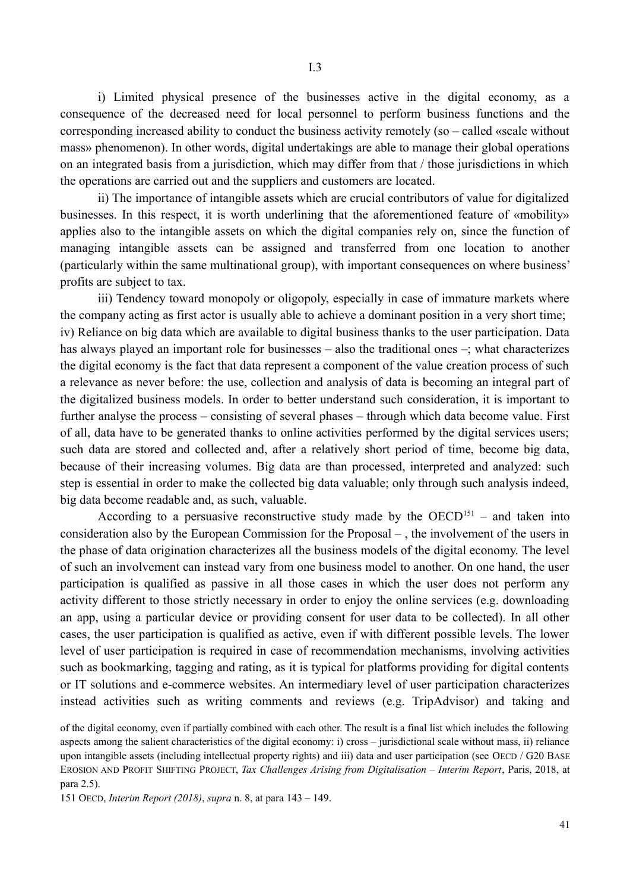i) Limited physical presence of the businesses active in the digital economy, as a consequence of the decreased need for local personnel to perform business functions and the corresponding increased ability to conduct the business activity remotely (so – called «scale without mass» phenomenon). In other words, digital undertakings are able to manage their global operations on an integrated basis from a jurisdiction, which may differ from that / those jurisdictions in which the operations are carried out and the suppliers and customers are located.

ii) The importance of intangible assets which are crucial contributors of value for digitalized businesses. In this respect, it is worth underlining that the aforementioned feature of «mobility» applies also to the intangible assets on which the digital companies rely on, since the function of managing intangible assets can be assigned and transferred from one location to another (particularly within the same multinational group), with important consequences on where business' profits are subject to tax.

iii) Tendency toward monopoly or oligopoly, especially in case of immature markets where the company acting as first actor is usually able to achieve a dominant position in a very short time;

iv) Reliance on big data which are available to digital business thanks to the user participation. Data has always played an important role for businesses – also the traditional ones –; what characterizes the digital economy is the fact that data represent a component of the value creation process of such a relevance as never before: the use, collection and analysis of data is becoming an integral part of the digitalized business models. In order to better understand such consideration, it is important to further analyse the process – consisting of several phases – through which data become value. First of all, data have to be generated thanks to online activities performed by the digital services users; such data are stored and collected and, after a relatively short period of time, become big data, because of their increasing volumes. Big data are than processed, interpreted and analyzed: such step is essential in order to make the collected big data valuable; only through such analysis indeed, big data become readable and, as such, valuable.

According to a persuasive reconstructive study made by the OECD[151] – and taken into consideration also by the European Commission for the Proposal – , the involvement of the users in the phase of data origination characterizes all the business models of the digital economy. The level of such an involvement can instead vary from one business model to another. On one hand, the user participation is qualified as passive in all those cases in which the user does not perform any activity different to those strictly necessary in order to enjoy the online services (e.g. downloading an app, using a particular device or providing consent for user data to be collected). In all other cases, the user participation is qualified as active, even if with different possible levels. The lower level of user participation is required in case of recommendation mechanisms, involving activities such as bookmarking, tagging and rating, as it is typical for platforms providing for digital contents or IT solutions and e-commerce websites. An intermediary level of user participation characterizes instead activities such as writing comments and reviews (e.g. TripAdvisor) and taking and

of the digital economy, even if partially combined with each other. The result is a final list which includes the following aspects among the salient characteristics of the digital economy: i) cross – jurisdictional scale without mass, ii) reliance upon intangible assets (including intellectual property rights) and iii) data and user participation (see OECD / G20 BASE EROSION AND PROFIT SHIFTING PROJECT, *Tax Challenges Arising from Digitalisation – Interim Report*, Paris, 2018, at para 2.5).

151 OECD, *Interim Report (2018)*, *supra* n. 8, at para 143 – 149.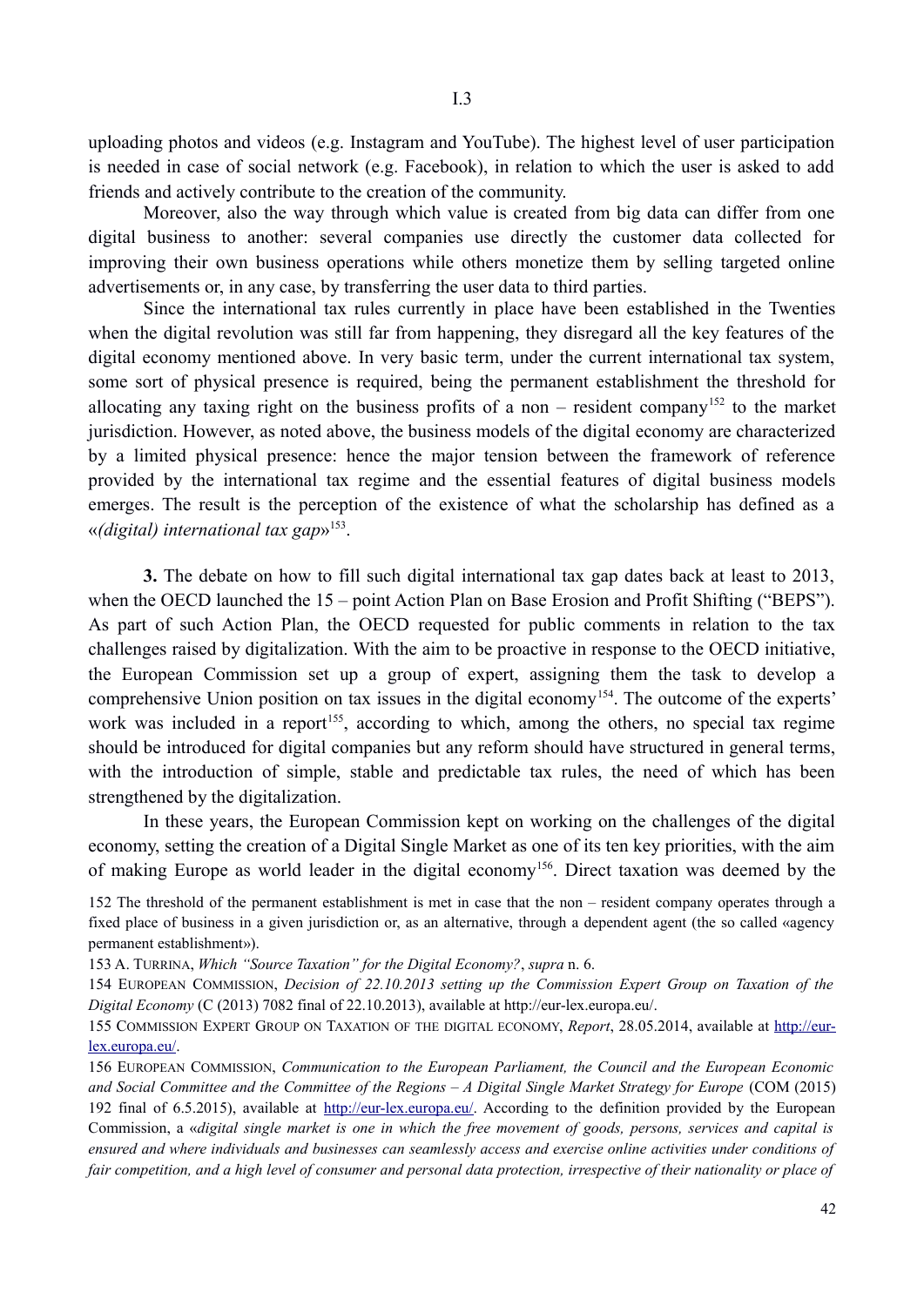uploading photos and videos (e.g. Instagram and YouTube). The highest level of user participation is needed in case of social network (e.g. Facebook), in relation to which the user is asked to add friends and actively contribute to the creation of the community.

Moreover, also the way through which value is created from big data can differ from one digital business to another: several companies use directly the customer data collected for improving their own business operations while others monetize them by selling targeted online advertisements or, in any case, by transferring the user data to third parties.

Since the international tax rules currently in place have been established in the Twenties when the digital revolution was still far from happening, they disregard all the key features of the digital economy mentioned above. In very basic term, under the current international tax system, some sort of physical presence is required, being the permanent establishment the threshold for allocating any taxing right on the business profits of a non – resident company[152] to the market jurisdiction. However, as noted above, the business models of the digital economy are characterized by a limited physical presence: hence the major tension between the framework of reference provided by the international tax regime and the essential features of digital business models emerges. The result is the perception of the existence of what the scholarship has defined as a «*(digital) international tax gap*»[153].

**3.** The debate on how to fill such digital international tax gap dates back at least to 2013, when the OECD launched the 15 – point Action Plan on Base Erosion and Profit Shifting ("BEPS"). As part of such Action Plan, the OECD requested for public comments in relation to the tax challenges raised by digitalization. With the aim to be proactive in response to the OECD initiative, the European Commission set up a group of expert, assigning them the task to develop a comprehensive Union position on tax issues in the digital economy[154]. The outcome of the experts' work was included in a report[155], according to which, among the others, no special tax regime should be introduced for digital companies but any reform should have structured in general terms, with the introduction of simple, stable and predictable tax rules, the need of which has been strengthened by the digitalization.

In these years, the European Commission kept on working on the challenges of the digital economy, setting the creation of a Digital Single Market as one of its ten key priorities, with the aim of making Europe as world leader in the digital economy[156]. Direct taxation was deemed by the

---

152 The threshold of the permanent establishment is met in case that the non – resident company operates through a fixed place of business in a given jurisdiction or, as an alternative, through a dependent agent (the so called «agency permanent establishment»).

153 A. Turrina, *Which "Source Taxation" for the Digital Economy?*, *supra* n. 6.

154 European Commission, *Decision of 22.10.2013 setting up the Commission Expert Group on Taxation of the Digital Economy* (C (2013) 7082 final of 22.10.2013), available at http://eur-lex.europa.eu/.

155 Commission Expert Group on Taxation of the digital economy, *Report*, 28.05.2014, available at http://eur-lex.europa.eu/.

156 European Commission, *Communication to the European Parliament, the Council and the European Economic and Social Committee and the Committee of the Regions – A Digital Single Market Strategy for Europe* (COM (2015) 192 final of 6.5.2015), available at http://eur-lex.europa.eu/. According to the definition provided by the European Commission, a «*digital single market is one in which the free movement of goods, persons, services and capital is ensured and where individuals and businesses can seamlessly access and exercise online activities under conditions of fair competition, and a high level of consumer and personal data protection, irrespective of their nationality or place of*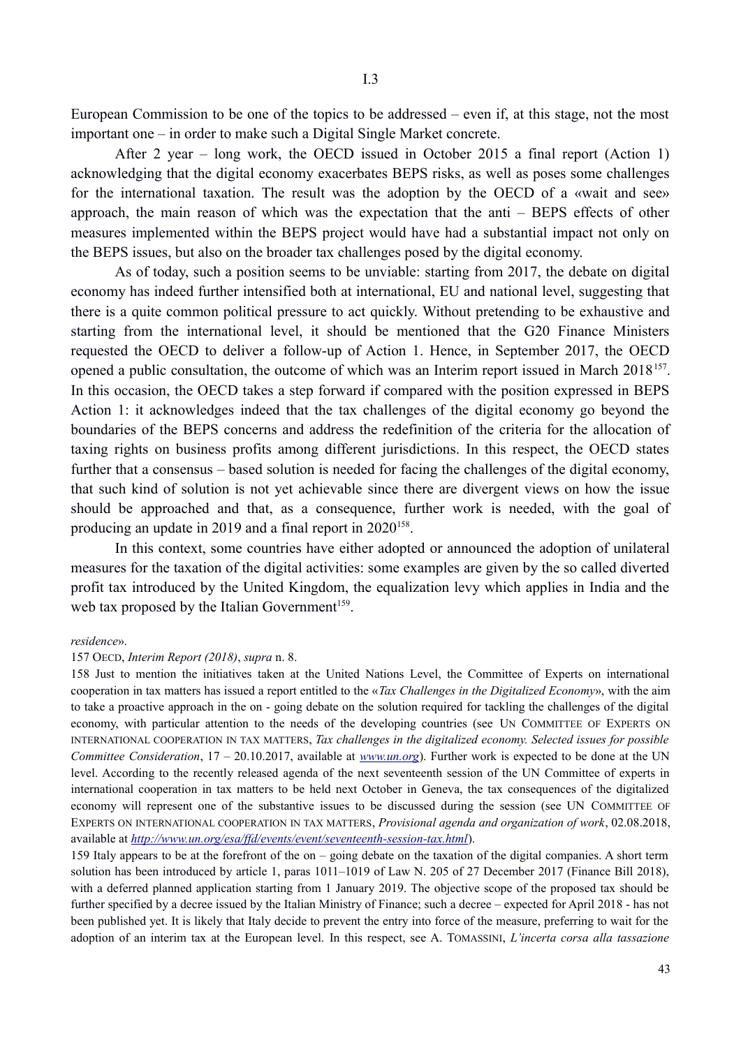European Commission to be one of the topics to be addressed – even if, at this stage, not the most important one – in order to make such a Digital Single Market concrete.

After 2 year – long work, the OECD issued in October 2015 a final report (Action 1) acknowledging that the digital economy exacerbates BEPS risks, as well as poses some challenges for the international taxation. The result was the adoption by the OECD of a «wait and see» approach, the main reason of which was the expectation that the anti – BEPS effects of other measures implemented within the BEPS project would have had a substantial impact not only on the BEPS issues, but also on the broader tax challenges posed by the digital economy.

As of today, such a position seems to be unviable: starting from 2017, the debate on digital economy has indeed further intensified both at international, EU and national level, suggesting that there is a quite common political pressure to act quickly. Without pretending to be exhaustive and starting from the international level, it should be mentioned that the G20 Finance Ministers requested the OECD to deliver a follow-up of Action 1. Hence, in September 2017, the OECD opened a public consultation, the outcome of which was an Interim report issued in March 2018[157]. In this occasion, the OECD takes a step forward if compared with the position expressed in BEPS Action 1: it acknowledges indeed that the tax challenges of the digital economy go beyond the boundaries of the BEPS concerns and address the redefinition of the criteria for the allocation of taxing rights on business profits among different jurisdictions. In this respect, the OECD states further that a consensus – based solution is needed for facing the challenges of the digital economy, that such kind of solution is not yet achievable since there are divergent views on how the issue should be approached and that, as a consequence, further work is needed, with the goal of producing an update in 2019 and a final report in 2020[158].

In this context, some countries have either adopted or announced the adoption of unilateral measures for the taxation of the digital activities: some examples are given by the so called diverted profit tax introduced by the United Kingdom, the equalization levy which applies in India and the web tax proposed by the Italian Government[159].

---

*residence*».

157 OECD, *Interim Report (2018)*, *supra* n. 8.

158 Just to mention the initiatives taken at the United Nations Level, the Committee of Experts on international cooperation in tax matters has issued a report entitled to the «*Tax Challenges in the Digitalized Economy*», with the aim to take a proactive approach in the on - going debate on the solution required for tackling the challenges of the digital economy, with particular attention to the needs of the developing countries (see UN COMMITTEE OF EXPERTS ON INTERNATIONAL COOPERATION IN TAX MATTERS, *Tax challenges in the digitalized economy. Selected issues for possible Committee Consideration*, 17 – 20.10.2017, available at *www.un.org*). Further work is expected to be done at the UN level. According to the recently released agenda of the next seventeenth session of the UN Committee of experts in international cooperation in tax matters to be held next October in Geneva, the tax consequences of the digitalized economy will represent one of the substantive issues to be discussed during the session (see UN COMMITTEE OF EXPERTS ON INTERNATIONAL COOPERATION IN TAX MATTERS, *Provisional agenda and organization of work*, 02.08.2018, available at *http://www.un.org/esa/ffd/events/event/seventeenth-session-tax.html*).

159 Italy appears to be at the forefront of the on – going debate on the taxation of the digital companies. A short term solution has been introduced by article 1, paras 1011–1019 of Law N. 205 of 27 December 2017 (Finance Bill 2018), with a deferred planned application starting from 1 January 2019. The objective scope of the proposed tax should be further specified by a decree issued by the Italian Ministry of Finance; such a decree – expected for April 2018 - has not been published yet. It is likely that Italy decide to prevent the entry into force of the measure, preferring to wait for the adoption of an interim tax at the European level. In this respect, see A. TOMASSINI, *L'incerta corsa alla tassazione*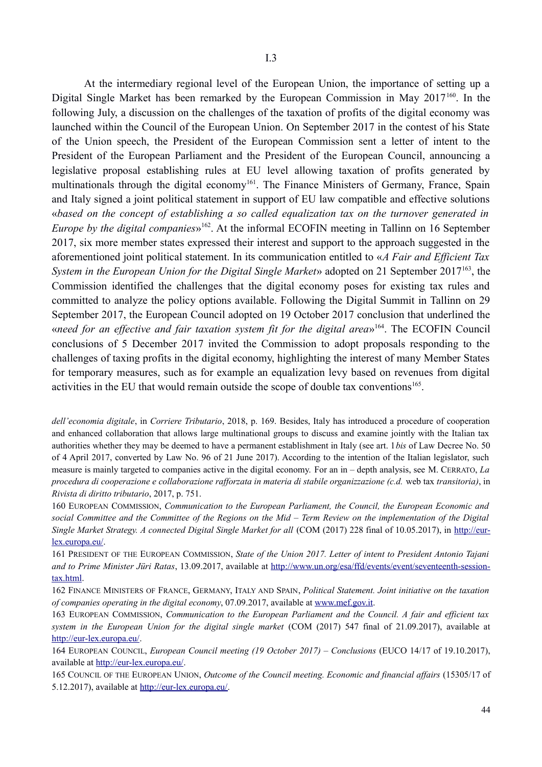I.3

At the intermediary regional level of the European Union, the importance of setting up a Digital Single Market has been remarked by the European Commission in May 2017[160]. In the following July, a discussion on the challenges of the taxation of profits of the digital economy was launched within the Council of the European Union. On September 2017 in the contest of his State of the Union speech, the President of the European Commission sent a letter of intent to the President of the European Parliament and the President of the European Council, announcing a legislative proposal establishing rules at EU level allowing taxation of profits generated by multinationals through the digital economy[161]. The Finance Ministers of Germany, France, Spain and Italy signed a joint political statement in support of EU law compatible and effective solutions «*based on the concept of establishing a so called equalization tax on the turnover generated in Europe by the digital companies*»[162]. At the informal ECOFIN meeting in Tallinn on 16 September 2017, six more member states expressed their interest and support to the approach suggested in the aforementioned joint political statement. In its communication entitled to «*A Fair and Efficient Tax System in the European Union for the Digital Single Market*» adopted on 21 September 2017[163], the Commission identified the challenges that the digital economy poses for existing tax rules and committed to analyze the policy options available. Following the Digital Summit in Tallinn on 29 September 2017, the European Council adopted on 19 October 2017 conclusion that underlined the «*need for an effective and fair taxation system fit for the digital area*»[164]. The ECOFIN Council conclusions of 5 December 2017 invited the Commission to adopt proposals responding to the challenges of taxing profits in the digital economy, highlighting the interest of many Member States for temporary measures, such as for example an equalization levy based on revenues from digital activities in the EU that would remain outside the scope of double tax conventions[165].

---

*dell'economia digitale*, in *Corriere Tributario*, 2018, p. 169. Besides, Italy has introduced a procedure of cooperation and enhanced collaboration that allows large multinational groups to discuss and examine jointly with the Italian tax authorities whether they may be deemed to have a permanent establishment in Italy (see art. 1*bis* of Law Decree No. 50 of 4 April 2017, converted by Law No. 96 of 21 June 2017). According to the intention of the Italian legislator, such measure is mainly targeted to companies active in the digital economy. For an in – depth analysis, see M. Cerrato, *La procedura di cooperazione e collaborazione rafforzata in materia di stabile organizzazione (c.d.* web tax *transitoria)*, in *Rivista di diritto tributario*, 2017, p. 751.

160 European Commission, *Communication to the European Parliament, the Council, the European Economic and social Committee and the Committee of the Regions on the Mid – Term Review on the implementation of the Digital Single Market Strategy. A connected Digital Single Market for all* (COM (2017) 228 final of 10.05.2017), in http://eur-lex.europa.eu/.

161 President of the European Commission, *State of the Union 2017. Letter of intent to President Antonio Tajani and to Prime Minister Jüri Ratas*, 13.09.2017, available at http://www.un.org/esa/ffd/events/event/seventeenth-session-tax.html.

162 Finance Ministers of France, Germany, Italy and Spain, *Political Statement. Joint initiative on the taxation of companies operating in the digital economy*, 07.09.2017, available at www.mef.gov.it.

163 European Commission, *Communication to the European Parliament and the Council. A fair and efficient tax system in the European Union for the digital single market* (COM (2017) 547 final of 21.09.2017), available at http://eur-lex.europa.eu/.

164 European Council, *European Council meeting (19 October 2017) – Conclusions* (EUCO 14/17 of 19.10.2017), available at http://eur-lex.europa.eu/.

165 Council of the European Union, *Outcome of the Council meeting. Economic and financial affairs* (15305/17 of 5.12.2017), available at http://eur-lex.europa.eu/.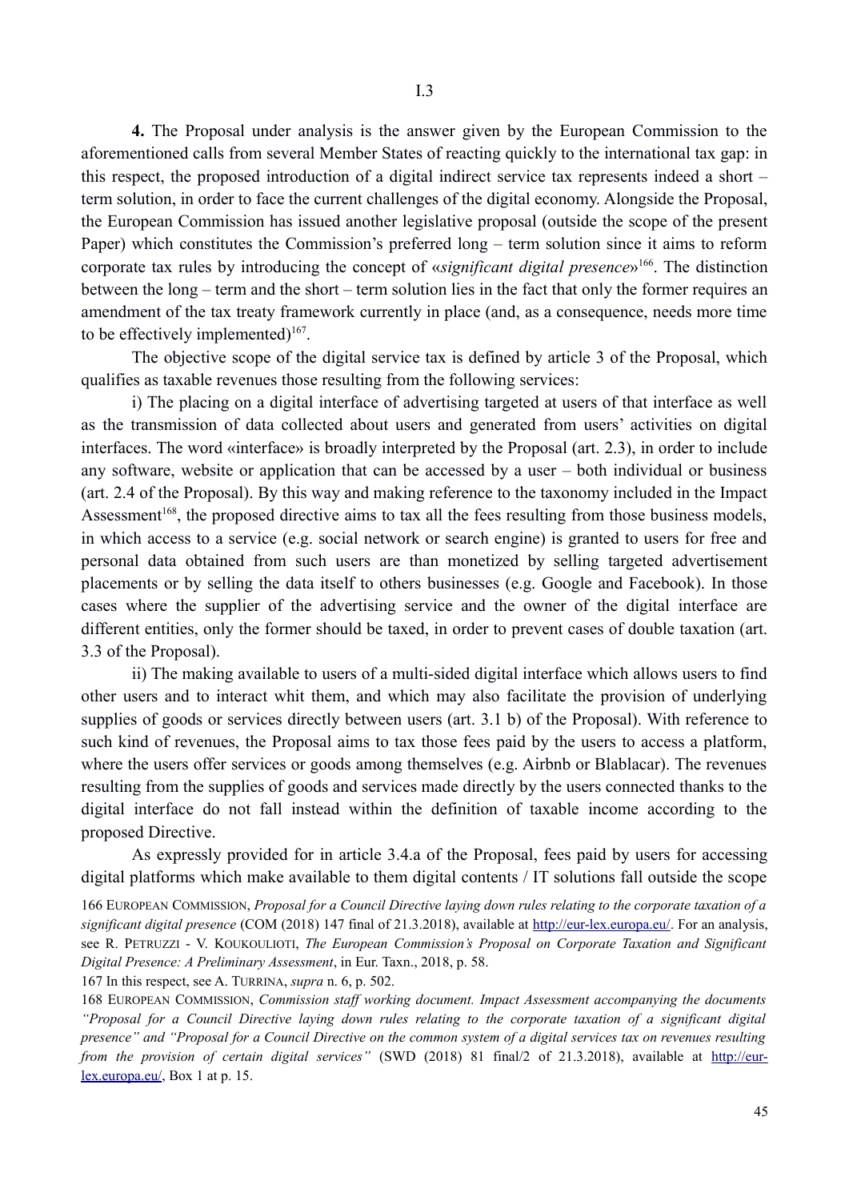**4.** The Proposal under analysis is the answer given by the European Commission to the aforementioned calls from several Member States of reacting quickly to the international tax gap: in this respect, the proposed introduction of a digital indirect service tax represents indeed a short – term solution, in order to face the current challenges of the digital economy. Alongside the Proposal, the European Commission has issued another legislative proposal (outside the scope of the present Paper) which constitutes the Commission's preferred long – term solution since it aims to reform corporate tax rules by introducing the concept of «*significant digital presence*»[166]. The distinction between the long – term and the short – term solution lies in the fact that only the former requires an amendment of the tax treaty framework currently in place (and, as a consequence, needs more time to be effectively implemented)[167].

The objective scope of the digital service tax is defined by article 3 of the Proposal, which qualifies as taxable revenues those resulting from the following services:

i) The placing on a digital interface of advertising targeted at users of that interface as well as the transmission of data collected about users and generated from users' activities on digital interfaces. The word «interface» is broadly interpreted by the Proposal (art. 2.3), in order to include any software, website or application that can be accessed by a user – both individual or business (art. 2.4 of the Proposal). By this way and making reference to the taxonomy included in the Impact Assessment[168], the proposed directive aims to tax all the fees resulting from those business models, in which access to a service (e.g. social network or search engine) is granted to users for free and personal data obtained from such users are than monetized by selling targeted advertisement placements or by selling the data itself to others businesses (e.g. Google and Facebook). In those cases where the supplier of the advertising service and the owner of the digital interface are different entities, only the former should be taxed, in order to prevent cases of double taxation (art. 3.3 of the Proposal).

ii) The making available to users of a multi-sided digital interface which allows users to find other users and to interact whit them, and which may also facilitate the provision of underlying supplies of goods or services directly between users (art. 3.1 b) of the Proposal). With reference to such kind of revenues, the Proposal aims to tax those fees paid by the users to access a platform, where the users offer services or goods among themselves (e.g. Airbnb or Blablacar). The revenues resulting from the supplies of goods and services made directly by the users connected thanks to the digital interface do not fall instead within the definition of taxable income according to the proposed Directive.

As expressly provided for in article 3.4.a of the Proposal, fees paid by users for accessing digital platforms which make available to them digital contents / IT solutions fall outside the scope

166 EUROPEAN COMMISSION, *Proposal for a Council Directive laying down rules relating to the corporate taxation of a significant digital presence* (COM (2018) 147 final of 21.3.2018), available at http://eur-lex.europa.eu/. For an analysis, see R. PETRUZZI - V. KOUKOULIOTI, *The European Commission's Proposal on Corporate Taxation and Significant Digital Presence: A Preliminary Assessment*, in Eur. Taxn., 2018, p. 58.

167 In this respect, see A. TURRINA, *supra* n. 6, p. 502.

168 EUROPEAN COMMISSION, *Commission staff working document. Impact Assessment accompanying the documents "Proposal for a Council Directive laying down rules relating to the corporate taxation of a significant digital presence" and "Proposal for a Council Directive on the common system of a digital services tax on revenues resulting from the provision of certain digital services"* (SWD (2018) 81 final/2 of 21.3.2018), available at http://eur-lex.europa.eu/, Box 1 at p. 15.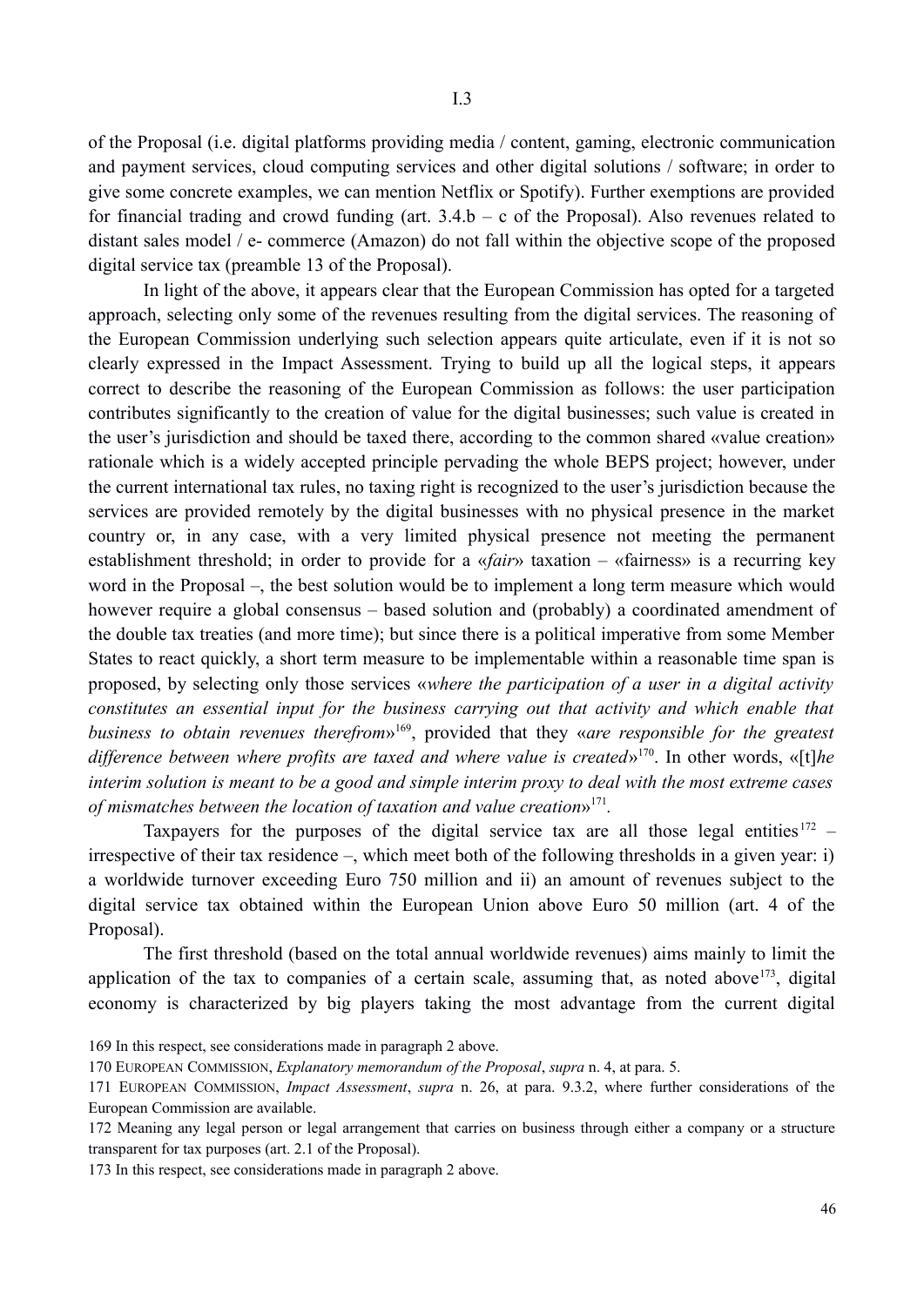of the Proposal (i.e. digital platforms providing media / content, gaming, electronic communication and payment services, cloud computing services and other digital solutions / software; in order to give some concrete examples, we can mention Netflix or Spotify). Further exemptions are provided for financial trading and crowd funding (art. 3.4.b – c of the Proposal). Also revenues related to distant sales model / e- commerce (Amazon) do not fall within the objective scope of the proposed digital service tax (preamble 13 of the Proposal).

In light of the above, it appears clear that the European Commission has opted for a targeted approach, selecting only some of the revenues resulting from the digital services. The reasoning of the European Commission underlying such selection appears quite articulate, even if it is not so clearly expressed in the Impact Assessment. Trying to build up all the logical steps, it appears correct to describe the reasoning of the European Commission as follows: the user participation contributes significantly to the creation of value for the digital businesses; such value is created in the user's jurisdiction and should be taxed there, according to the common shared «value creation» rationale which is a widely accepted principle pervading the whole BEPS project; however, under the current international tax rules, no taxing right is recognized to the user's jurisdiction because the services are provided remotely by the digital businesses with no physical presence in the market country or, in any case, with a very limited physical presence not meeting the permanent establishment threshold; in order to provide for a «*fair*» taxation – «fairness» is a recurring key word in the Proposal –, the best solution would be to implement a long term measure which would however require a global consensus – based solution and (probably) a coordinated amendment of the double tax treaties (and more time); but since there is a political imperative from some Member States to react quickly, a short term measure to be implementable within a reasonable time span is proposed, by selecting only those services «*where the participation of a user in a digital activity constitutes an essential input for the business carrying out that activity and which enable that business to obtain revenues therefrom*»[169], provided that they «*are responsible for the greatest difference between where profits are taxed and where value is created*»[170]. In other words, «[t]*he interim solution is meant to be a good and simple interim proxy to deal with the most extreme cases of mismatches between the location of taxation and value creation*»[171].

Taxpayers for the purposes of the digital service tax are all those legal entities[172] – irrespective of their tax residence –, which meet both of the following thresholds in a given year: i) a worldwide turnover exceeding Euro 750 million and ii) an amount of revenues subject to the digital service tax obtained within the European Union above Euro 50 million (art. 4 of the Proposal).

The first threshold (based on the total annual worldwide revenues) aims mainly to limit the application of the tax to companies of a certain scale, assuming that, as noted above[173], digital economy is characterized by big players taking the most advantage from the current digital

169 In this respect, see considerations made in paragraph 2 above.

170 European Commission, *Explanatory memorandum of the Proposal*, *supra* n. 4, at para. 5.

171 European Commission, *Impact Assessment*, *supra* n. 26, at para. 9.3.2, where further considerations of the European Commission are available.

172 Meaning any legal person or legal arrangement that carries on business through either a company or a structure transparent for tax purposes (art. 2.1 of the Proposal).

173 In this respect, see considerations made in paragraph 2 above.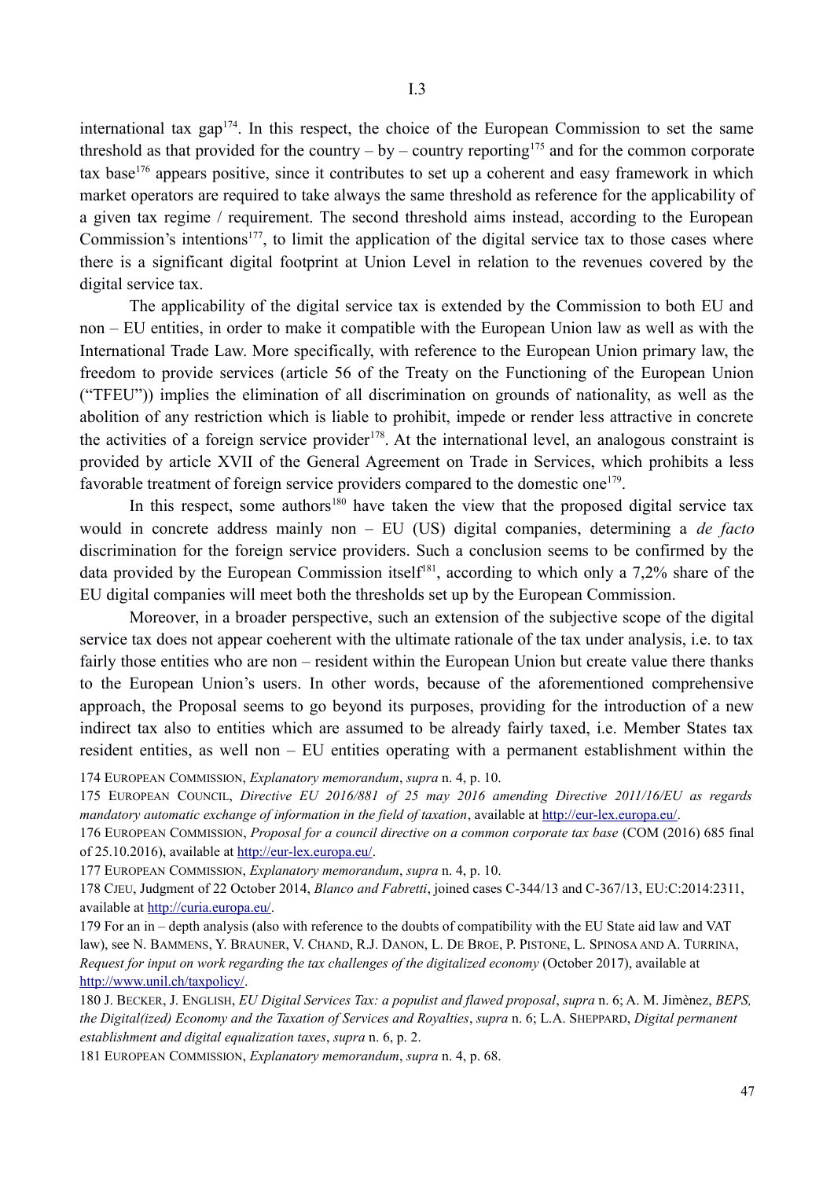international tax gap[174]. In this respect, the choice of the European Commission to set the same threshold as that provided for the country – by – country reporting[175] and for the common corporate tax base[176] appears positive, since it contributes to set up a coherent and easy framework in which market operators are required to take always the same threshold as reference for the applicability of a given tax regime / requirement. The second threshold aims instead, according to the European Commission's intentions[177], to limit the application of the digital service tax to those cases where there is a significant digital footprint at Union Level in relation to the revenues covered by the digital service tax.

The applicability of the digital service tax is extended by the Commission to both EU and non – EU entities, in order to make it compatible with the European Union law as well as with the International Trade Law. More specifically, with reference to the European Union primary law, the freedom to provide services (article 56 of the Treaty on the Functioning of the European Union ("TFEU")) implies the elimination of all discrimination on grounds of nationality, as well as the abolition of any restriction which is liable to prohibit, impede or render less attractive in concrete the activities of a foreign service provider[178]. At the international level, an analogous constraint is provided by article XVII of the General Agreement on Trade in Services, which prohibits a less favorable treatment of foreign service providers compared to the domestic one[179].

In this respect, some authors[180] have taken the view that the proposed digital service tax would in concrete address mainly non – EU (US) digital companies, determining a *de facto* discrimination for the foreign service providers. Such a conclusion seems to be confirmed by the data provided by the European Commission itself[181], according to which only a 7,2% share of the EU digital companies will meet both the thresholds set up by the European Commission.

Moreover, in a broader perspective, such an extension of the subjective scope of the digital service tax does not appear coherent with the ultimate rationale of the tax under analysis, i.e. to tax fairly those entities who are non – resident within the European Union but create value there thanks to the European Union's users. In other words, because of the aforementioned comprehensive approach, the Proposal seems to go beyond its purposes, providing for the introduction of a new indirect tax also to entities which are assumed to be already fairly taxed, i.e. Member States tax resident entities, as well non – EU entities operating with a permanent establishment within the

174 EUROPEAN COMMISSION, *Explanatory memorandum*, *supra* n. 4, p. 10.

175 EUROPEAN COUNCIL, *Directive EU 2016/881 of 25 may 2016 amending Directive 2011/16/EU as regards mandatory automatic exchange of information in the field of taxation*, available at http://eur-lex.europa.eu/.

176 EUROPEAN COMMISSION, *Proposal for a council directive on a common corporate tax base* (COM (2016) 685 final of 25.10.2016), available at http://eur-lex.europa.eu/.

177 EUROPEAN COMMISSION, *Explanatory memorandum*, *supra* n. 4, p. 10.

178 CJEU, Judgment of 22 October 2014, *Blanco and Fabretti*, joined cases C-344/13 and C-367/13, EU:C:2014:2311, available at http://curia.europa.eu/.

179 For an in – depth analysis (also with reference to the doubts of compatibility with the EU State aid law and VAT law), see N. BAMMENS, Y. BRAUNER, V. CHAND, R.J. DANON, L. DE BROE, P. PISTONE, L. SPINOSA AND A. TURRINA, *Request for input on work regarding the tax challenges of the digitalized economy* (October 2017), available at http://www.unil.ch/taxpolicy/.

180 J. BECKER, J. ENGLISH, *EU Digital Services Tax: a populist and flawed proposal*, *supra* n. 6; A. M. Jimènez, *BEPS, the Digital(ized) Economy and the Taxation of Services and Royalties*, *supra* n. 6; L.A. SHEPPARD, *Digital permanent establishment and digital equalization taxes*, *supra* n. 6, p. 2.

181 EUROPEAN COMMISSION, *Explanatory memorandum*, *supra* n. 4, p. 68.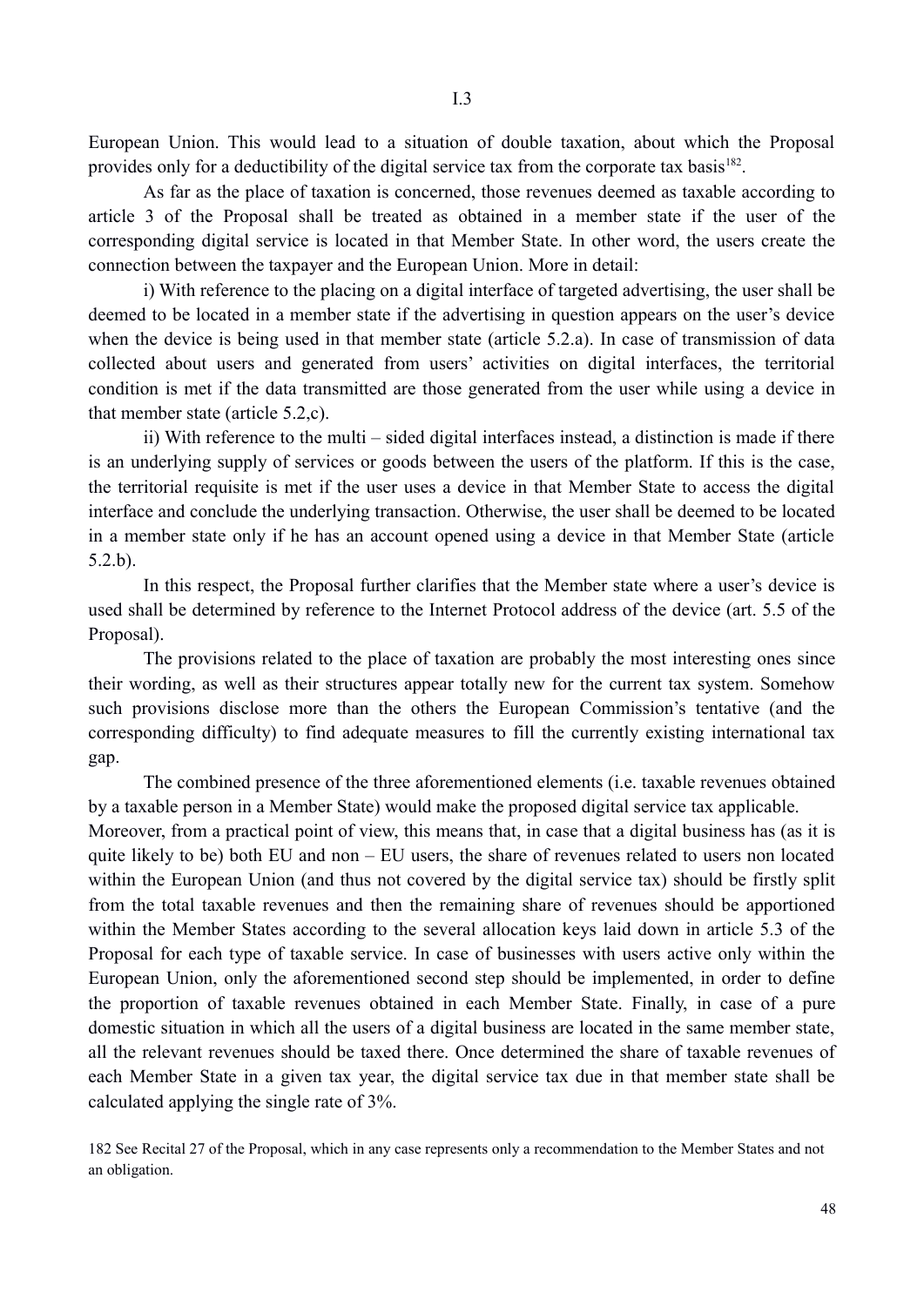European Union. This would lead to a situation of double taxation, about which the Proposal provides only for a deductibility of the digital service tax from the corporate tax basis[182].

As far as the place of taxation is concerned, those revenues deemed as taxable according to article 3 of the Proposal shall be treated as obtained in a member state if the user of the corresponding digital service is located in that Member State. In other word, the users create the connection between the taxpayer and the European Union. More in detail:

i) With reference to the placing on a digital interface of targeted advertising, the user shall be deemed to be located in a member state if the advertising in question appears on the user's device when the device is being used in that member state (article 5.2.a). In case of transmission of data collected about users and generated from users' activities on digital interfaces, the territorial condition is met if the data transmitted are those generated from the user while using a device in that member state (article 5.2,c).

ii) With reference to the multi – sided digital interfaces instead, a distinction is made if there is an underlying supply of services or goods between the users of the platform. If this is the case, the territorial requisite is met if the user uses a device in that Member State to access the digital interface and conclude the underlying transaction. Otherwise, the user shall be deemed to be located in a member state only if he has an account opened using a device in that Member State (article 5.2.b).

In this respect, the Proposal further clarifies that the Member state where a user's device is used shall be determined by reference to the Internet Protocol address of the device (art. 5.5 of the Proposal).

The provisions related to the place of taxation are probably the most interesting ones since their wording, as well as their structures appear totally new for the current tax system. Somehow such provisions disclose more than the others the European Commission's tentative (and the corresponding difficulty) to find adequate measures to fill the currently existing international tax gap.

The combined presence of the three aforementioned elements (i.e. taxable revenues obtained by a taxable person in a Member State) would make the proposed digital service tax applicable.
Moreover, from a practical point of view, this means that, in case that a digital business has (as it is quite likely to be) both EU and non – EU users, the share of revenues related to users non located within the European Union (and thus not covered by the digital service tax) should be firstly split from the total taxable revenues and then the remaining share of revenues should be apportioned within the Member States according to the several allocation keys laid down in article 5.3 of the Proposal for each type of taxable service. In case of businesses with users active only within the European Union, only the aforementioned second step should be implemented, in order to define the proportion of taxable revenues obtained in each Member State. Finally, in case of a pure domestic situation in which all the users of a digital business are located in the same member state, all the relevant revenues should be taxed there. Once determined the share of taxable revenues of each Member State in a given tax year, the digital service tax due in that member state shall be calculated applying the single rate of 3%.

182 See Recital 27 of the Proposal, which in any case represents only a recommendation to the Member States and not an obligation.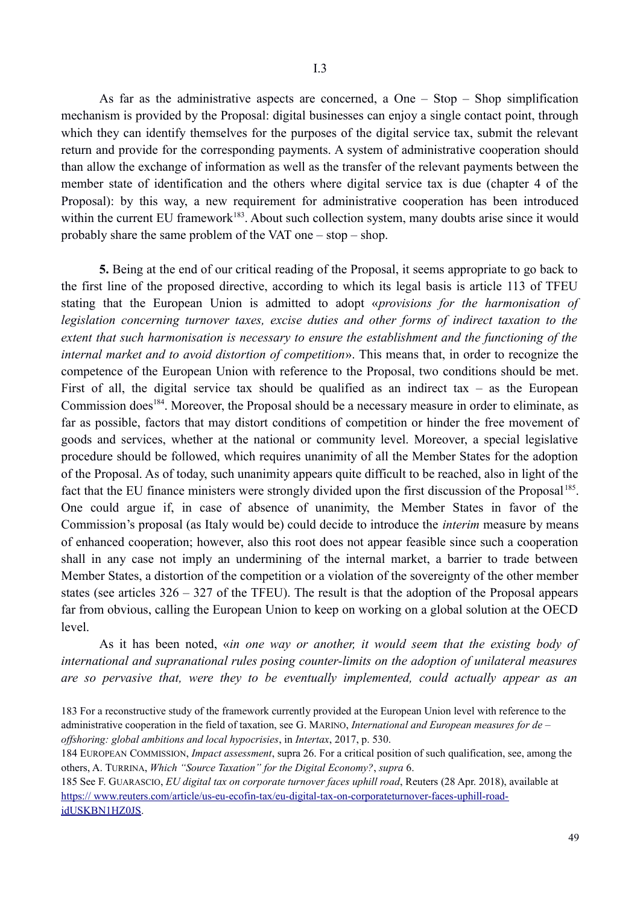As far as the administrative aspects are concerned, a One – Stop – Shop simplification mechanism is provided by the Proposal: digital businesses can enjoy a single contact point, through which they can identify themselves for the purposes of the digital service tax, submit the relevant return and provide for the corresponding payments. A system of administrative cooperation should than allow the exchange of information as well as the transfer of the relevant payments between the member state of identification and the others where digital service tax is due (chapter 4 of the Proposal): by this way, a new requirement for administrative cooperation has been introduced within the current EU framework[183]. About such collection system, many doubts arise since it would probably share the same problem of the VAT one – stop – shop.

**5.** Being at the end of our critical reading of the Proposal, it seems appropriate to go back to the first line of the proposed directive, according to which its legal basis is article 113 of TFEU stating that the European Union is admitted to adopt «*provisions for the harmonisation of legislation concerning turnover taxes, excise duties and other forms of indirect taxation to the extent that such harmonisation is necessary to ensure the establishment and the functioning of the internal market and to avoid distortion of competition*». This means that, in order to recognize the competence of the European Union with reference to the Proposal, two conditions should be met. First of all, the digital service tax should be qualified as an indirect tax – as the European Commission does[184]. Moreover, the Proposal should be a necessary measure in order to eliminate, as far as possible, factors that may distort conditions of competition or hinder the free movement of goods and services, whether at the national or community level. Moreover, a special legislative procedure should be followed, which requires unanimity of all the Member States for the adoption of the Proposal. As of today, such unanimity appears quite difficult to be reached, also in light of the fact that the EU finance ministers were strongly divided upon the first discussion of the Proposal[185]. One could argue if, in case of absence of unanimity, the Member States in favor of the Commission's proposal (as Italy would be) could decide to introduce the *interim* measure by means of enhanced cooperation; however, also this root does not appear feasible since such a cooperation shall in any case not imply an undermining of the internal market, a barrier to trade between Member States, a distortion of the competition or a violation of the sovereignty of the other member states (see articles 326 – 327 of the TFEU). The result is that the adoption of the Proposal appears far from obvious, calling the European Union to keep on working on a global solution at the OECD level.

As it has been noted, «*in one way or another, it would seem that the existing body of international and supranational rules posing counter-limits on the adoption of unilateral measures are so pervasive that, were they to be eventually implemented, could actually appear as an*

183 For a reconstructive study of the framework currently provided at the European Union level with reference to the administrative cooperation in the field of taxation, see G. MARINO, *International and European measures for de – offshoring: global ambitions and local hypocrisies*, in *Intertax*, 2017, p. 530.

184 EUROPEAN COMMISSION, *Impact assessment*, supra 26. For a critical position of such qualification, see, among the others, A. TURRINA, *Which "Source Taxation" for the Digital Economy?*, *supra* 6.

185 See F. GUARASCIO, *EU digital tax on corporate turnover faces uphill road*, Reuters (28 Apr. 2018), available at https:// www.reuters.com/article/us-eu-ecofin-tax/eu-digital-tax-on-corporateturnover-faces-uphill-road-idUSKBN1HZ0JS.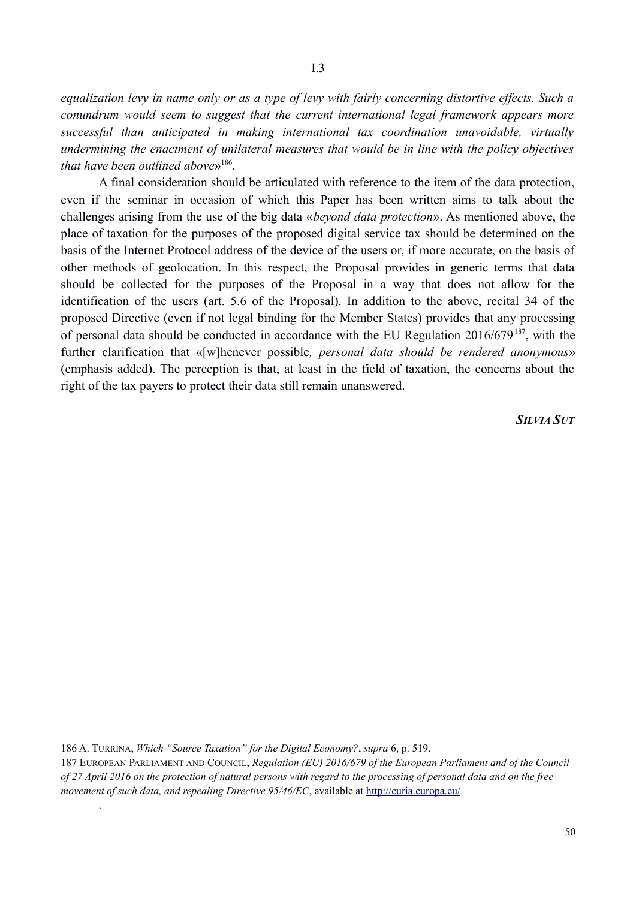*equalization levy in name only or as a type of levy with fairly concerning distortive effects. Such a conundrum would seem to suggest that the current international legal framework appears more successful than anticipated in making international tax coordination unavoidable, virtually undermining the enactment of unilateral measures that would be in line with the policy objectives that have been outlined above*»[186].

A final consideration should be articulated with reference to the item of the data protection, even if the seminar in occasion of which this Paper has been written aims to talk about the challenges arising from the use of the big data «*beyond data protection*». As mentioned above, the place of taxation for the purposes of the proposed digital service tax should be determined on the basis of the Internet Protocol address of the device of the users or, if more accurate, on the basis of other methods of geolocation. In this respect, the Proposal provides in generic terms that data should be collected for the purposes of the Proposal in a way that does not allow for the identification of the users (art. 5.6 of the Proposal). In addition to the above, recital 34 of the proposed Directive (even if not legal binding for the Member States) provides that any processing of personal data should be conducted in accordance with the EU Regulation 2016/679[187], with the further clarification that «[w]henever possible*, personal data should be rendered anonymous*» (emphasis added). The perception is that, at least in the field of taxation, the concerns about the right of the tax payers to protect their data still remain unanswered.

***SILVIA SUT***

186 A. TURRINA, *Which "Source Taxation" for the Digital Economy?*, *supra* 6, p. 519.

187 EUROPEAN PARLIAMENT AND COUNCIL, *Regulation (EU) 2016/679 of the European Parliament and of the Council of 27 April 2016 on the protection of natural persons with regard to the processing of personal data and on the free movement of such data, and repealing Directive 95/46/EC*, available at http://curia.europa.eu/.